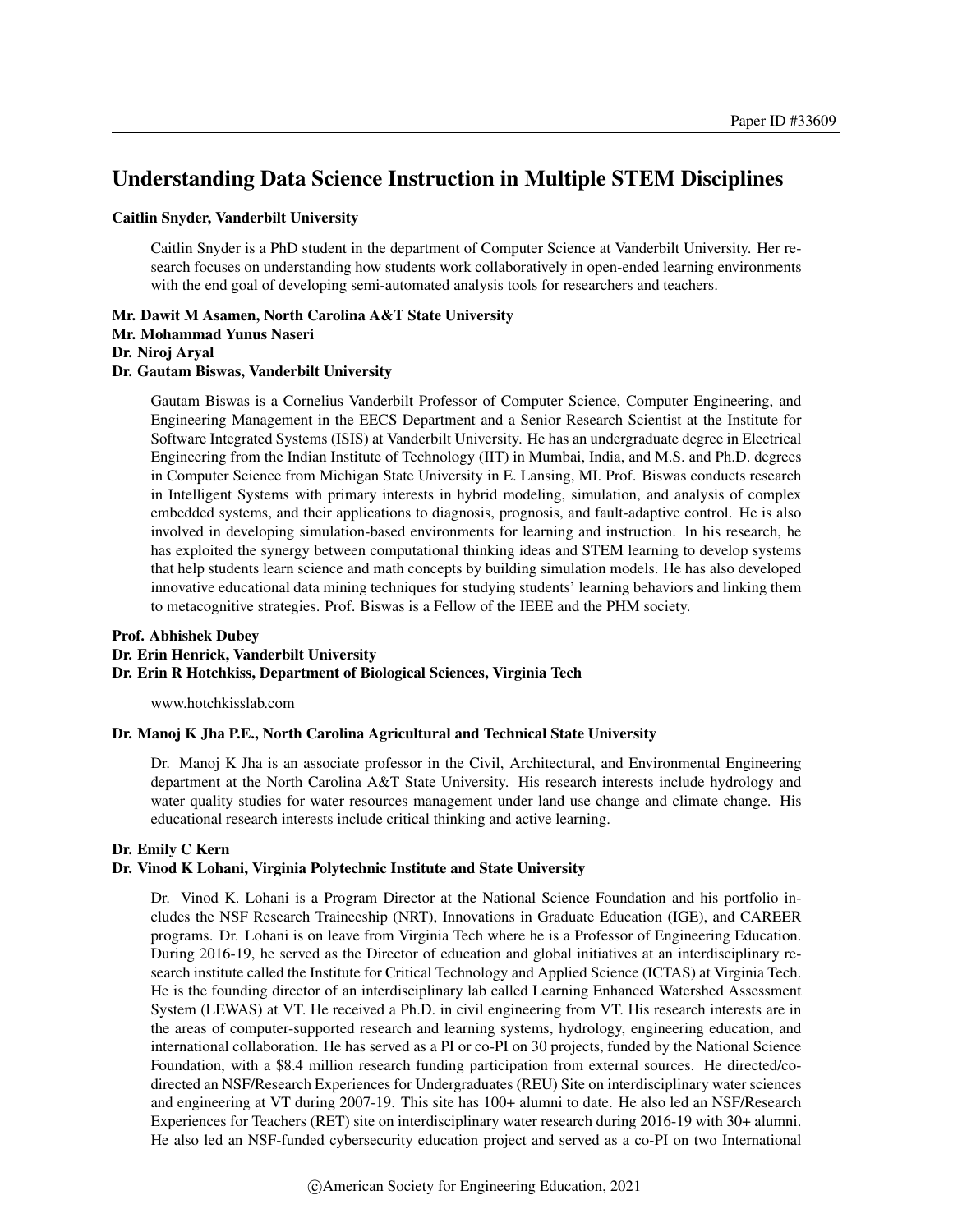# Understanding Data Science Instruction in Multiple STEM Disciplines

**Caitlin Snyder, Vanderbilt University**

Caitlin Snyder is a PhD student in the department of Computer Science at Vanderbilt University. Her research focuses on understanding how students work collaboratively in open-ended learning environments with the end goal of developing semi-automated analysis tools for researchers and teachers.

**Mr. Dawit M Asamen, North Carolina A&T State University**
**Mr. Mohammad Yunus Naseri**
**Dr. Niroj Aryal**
**Dr. Gautam Biswas, Vanderbilt University**

Gautam Biswas is a Cornelius Vanderbilt Professor of Computer Science, Computer Engineering, and Engineering Management in the EECS Department and a Senior Research Scientist at the Institute for Software Integrated Systems (ISIS) at Vanderbilt University. He has an undergraduate degree in Electrical Engineering from the Indian Institute of Technology (IIT) in Mumbai, India, and M.S. and Ph.D. degrees in Computer Science from Michigan State University in E. Lansing, MI. Prof. Biswas conducts research in Intelligent Systems with primary interests in hybrid modeling, simulation, and analysis of complex embedded systems, and their applications to diagnosis, prognosis, and fault-adaptive control. He is also involved in developing simulation-based environments for learning and instruction. In his research, he has exploited the synergy between computational thinking ideas and STEM learning to develop systems that help students learn science and math concepts by building simulation models. He has also developed innovative educational data mining techniques for studying students' learning behaviors and linking them to metacognitive strategies. Prof. Biswas is a Fellow of the IEEE and the PHM society.

**Prof. Abhishek Dubey**
**Dr. Erin Henrick, Vanderbilt University**
**Dr. Erin R Hotchkiss, Department of Biological Sciences, Virginia Tech**

www.hotchkisslab.com

**Dr. Manoj K Jha P.E., North Carolina Agricultural and Technical State University**

Dr. Manoj K Jha is an associate professor in the Civil, Architectural, and Environmental Engineering department at the North Carolina A&T State University. His research interests include hydrology and water quality studies for water resources management under land use change and climate change. His educational research interests include critical thinking and active learning.

**Dr. Emily C Kern**
**Dr. Vinod K Lohani, Virginia Polytechnic Institute and State University**

Dr. Vinod K. Lohani is a Program Director at the National Science Foundation and his portfolio includes the NSF Research Traineeship (NRT), Innovations in Graduate Education (IGE), and CAREER programs. Dr. Lohani is on leave from Virginia Tech where he is a Professor of Engineering Education. During 2016-19, he served as the Director of education and global initiatives at an interdisciplinary research institute called the Institute for Critical Technology and Applied Science (ICTAS) at Virginia Tech. He is the founding director of an interdisciplinary lab called Learning Enhanced Watershed Assessment System (LEWAS) at VT. He received a Ph.D. in civil engineering from VT. His research interests are in the areas of computer-supported research and learning systems, hydrology, engineering education, and international collaboration. He has served as a PI or co-PI on 30 projects, funded by the National Science Foundation, with a $8.4 million research funding participation from external sources. He directed/co-directed an NSF/Research Experiences for Undergraduates (REU) Site on interdisciplinary water sciences and engineering at VT during 2007-19. This site has 100+ alumni to date. He also led an NSF/Research Experiences for Teachers (RET) site on interdisciplinary water research during 2016-19 with 30+ alumni. He also led an NSF-funded cybersecurity education project and served as a co-PI on two International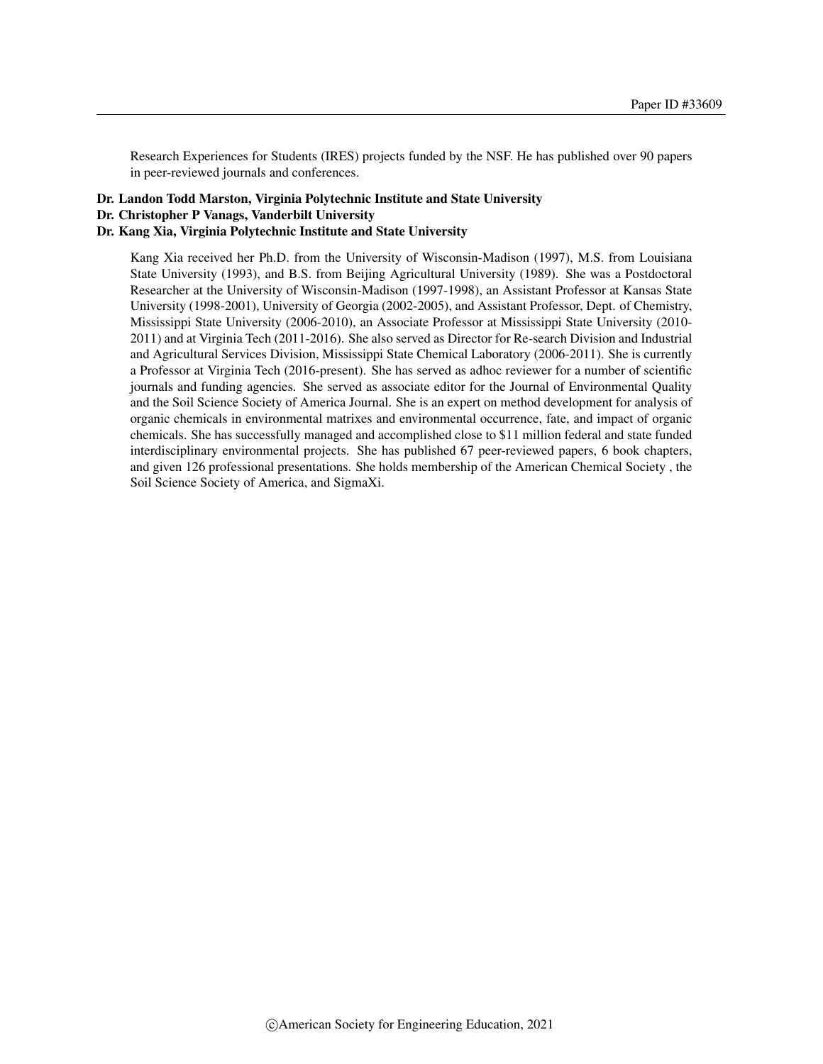Research Experiences for Students (IRES) projects funded by the NSF. He has published over 90 papers in peer-reviewed journals and conferences.

**Dr. Landon Todd Marston, Virginia Polytechnic Institute and State University**

**Dr. Christopher P Vanags, Vanderbilt University**

**Dr. Kang Xia, Virginia Polytechnic Institute and State University**

Kang Xia received her Ph.D. from the University of Wisconsin-Madison (1997), M.S. from Louisiana State University (1993), and B.S. from Beijing Agricultural University (1989). She was a Postdoctoral Researcher at the University of Wisconsin-Madison (1997-1998), an Assistant Professor at Kansas State University (1998-2001), University of Georgia (2002-2005), and Assistant Professor, Dept. of Chemistry, Mississippi State University (2006-2010), an Associate Professor at Mississippi State University (2010-2011) and at Virginia Tech (2011-2016). She also served as Director for Re-search Division and Industrial and Agricultural Services Division, Mississippi State Chemical Laboratory (2006-2011). She is currently a Professor at Virginia Tech (2016-present). She has served as adhoc reviewer for a number of scientific journals and funding agencies. She served as associate editor for the Journal of Environmental Quality and the Soil Science Society of America Journal. She is an expert on method development for analysis of organic chemicals in environmental matrixes and environmental occurrence, fate, and impact of organic chemicals. She has successfully managed and accomplished close to $11 million federal and state funded interdisciplinary environmental projects. She has published 67 peer-reviewed papers, 6 book chapters, and given 126 professional presentations. She holds membership of the American Chemical Society , the Soil Science Society of America, and SigmaXi.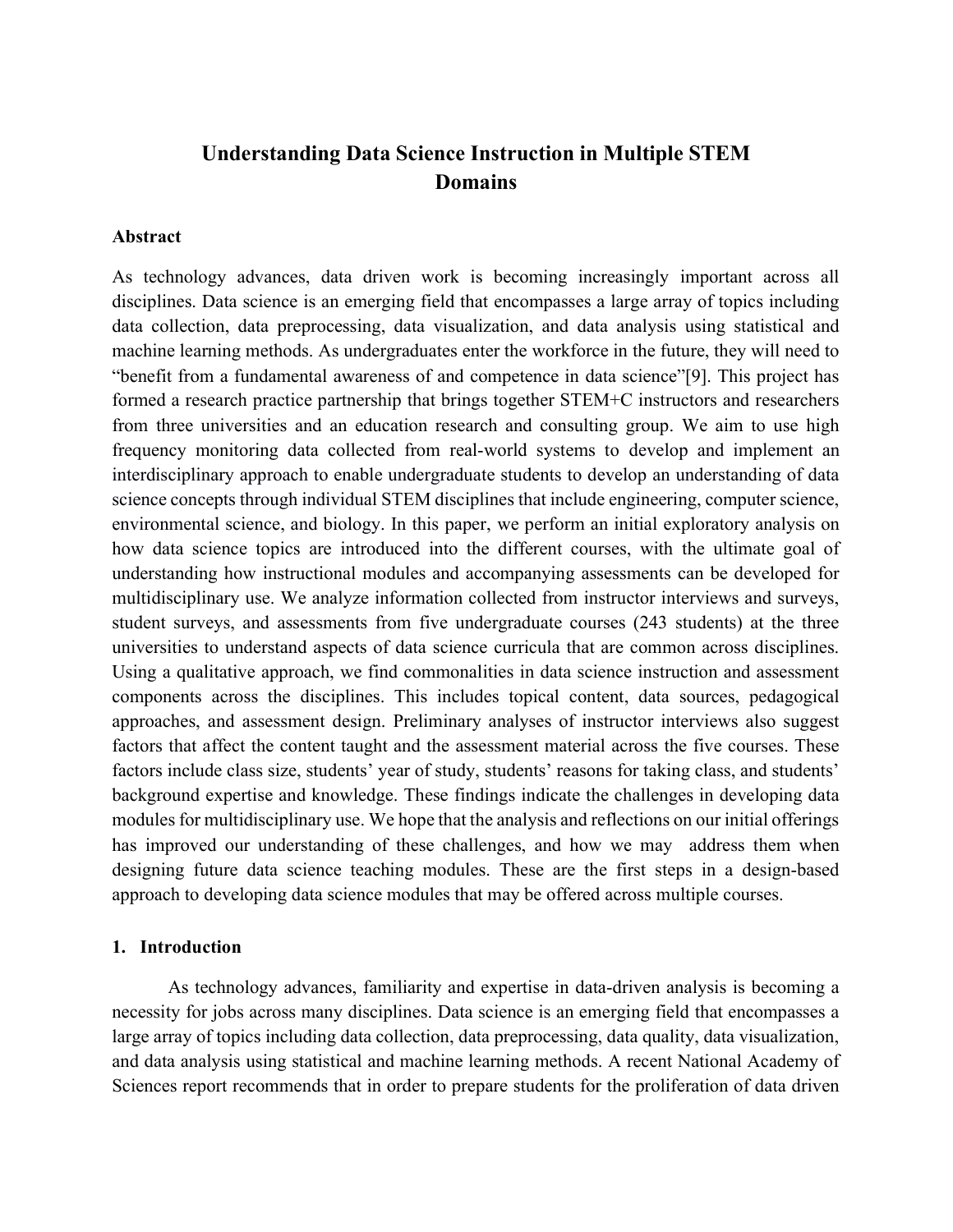# Understanding Data Science Instruction in Multiple STEM Domains

## Abstract

As technology advances, data driven work is becoming increasingly important across all disciplines. Data science is an emerging field that encompasses a large array of topics including data collection, data preprocessing, data visualization, and data analysis using statistical and machine learning methods. As undergraduates enter the workforce in the future, they will need to "benefit from a fundamental awareness of and competence in data science"[9]. This project has formed a research practice partnership that brings together STEM+C instructors and researchers from three universities and an education research and consulting group. We aim to use high frequency monitoring data collected from real-world systems to develop and implement an interdisciplinary approach to enable undergraduate students to develop an understanding of data science concepts through individual STEM disciplines that include engineering, computer science, environmental science, and biology. In this paper, we perform an initial exploratory analysis on how data science topics are introduced into the different courses, with the ultimate goal of understanding how instructional modules and accompanying assessments can be developed for multidisciplinary use. We analyze information collected from instructor interviews and surveys, student surveys, and assessments from five undergraduate courses (243 students) at the three universities to understand aspects of data science curricula that are common across disciplines. Using a qualitative approach, we find commonalities in data science instruction and assessment components across the disciplines. This includes topical content, data sources, pedagogical approaches, and assessment design. Preliminary analyses of instructor interviews also suggest factors that affect the content taught and the assessment material across the five courses. These factors include class size, students' year of study, students' reasons for taking class, and students' background expertise and knowledge. These findings indicate the challenges in developing data modules for multidisciplinary use. We hope that the analysis and reflections on our initial offerings has improved our understanding of these challenges, and how we may address them when designing future data science teaching modules. These are the first steps in a design-based approach to developing data science modules that may be offered across multiple courses.

## 1. Introduction

As technology advances, familiarity and expertise in data-driven analysis is becoming a necessity for jobs across many disciplines. Data science is an emerging field that encompasses a large array of topics including data collection, data preprocessing, data quality, data visualization, and data analysis using statistical and machine learning methods. A recent National Academy of Sciences report recommends that in order to prepare students for the proliferation of data driven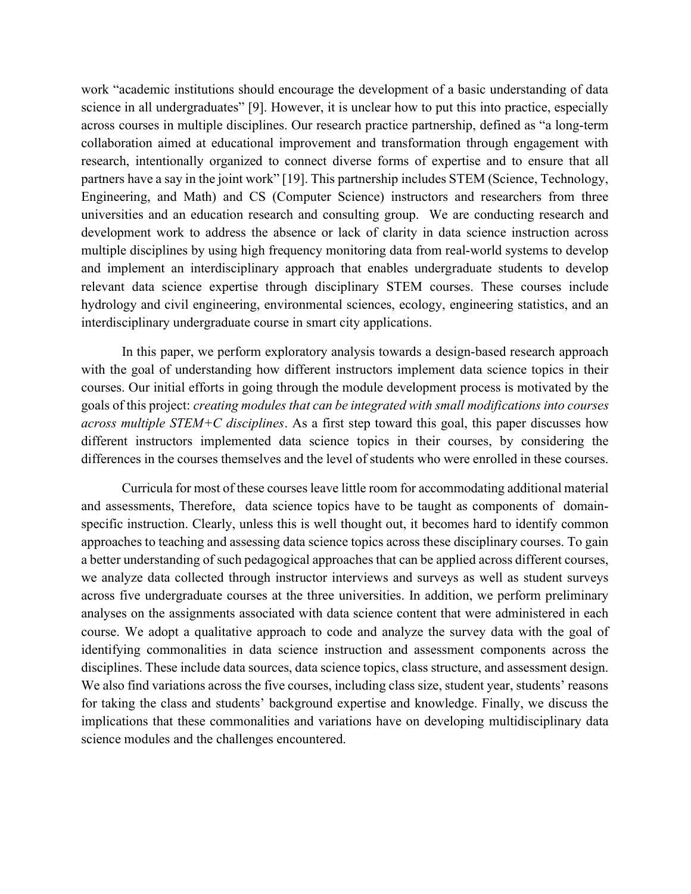work "academic institutions should encourage the development of a basic understanding of data science in all undergraduates" [9]. However, it is unclear how to put this into practice, especially across courses in multiple disciplines. Our research practice partnership, defined as "a long-term collaboration aimed at educational improvement and transformation through engagement with research, intentionally organized to connect diverse forms of expertise and to ensure that all partners have a say in the joint work" [19]. This partnership includes STEM (Science, Technology, Engineering, and Math) and CS (Computer Science) instructors and researchers from three universities and an education research and consulting group. We are conducting research and development work to address the absence or lack of clarity in data science instruction across multiple disciplines by using high frequency monitoring data from real-world systems to develop and implement an interdisciplinary approach that enables undergraduate students to develop relevant data science expertise through disciplinary STEM courses. These courses include hydrology and civil engineering, environmental sciences, ecology, engineering statistics, and an interdisciplinary undergraduate course in smart city applications.

In this paper, we perform exploratory analysis towards a design-based research approach with the goal of understanding how different instructors implement data science topics in their courses. Our initial efforts in going through the module development process is motivated by the goals of this project: *creating modules that can be integrated with small modifications into courses across multiple STEM+C disciplines*. As a first step toward this goal, this paper discusses how different instructors implemented data science topics in their courses, by considering the differences in the courses themselves and the level of students who were enrolled in these courses.

Curricula for most of these courses leave little room for accommodating additional material and assessments, Therefore, data science topics have to be taught as components of domain-specific instruction. Clearly, unless this is well thought out, it becomes hard to identify common approaches to teaching and assessing data science topics across these disciplinary courses. To gain a better understanding of such pedagogical approaches that can be applied across different courses, we analyze data collected through instructor interviews and surveys as well as student surveys across five undergraduate courses at the three universities. In addition, we perform preliminary analyses on the assignments associated with data science content that were administered in each course. We adopt a qualitative approach to code and analyze the survey data with the goal of identifying commonalities in data science instruction and assessment components across the disciplines. These include data sources, data science topics, class structure, and assessment design. We also find variations across the five courses, including class size, student year, students' reasons for taking the class and students' background expertise and knowledge. Finally, we discuss the implications that these commonalities and variations have on developing multidisciplinary data science modules and the challenges encountered.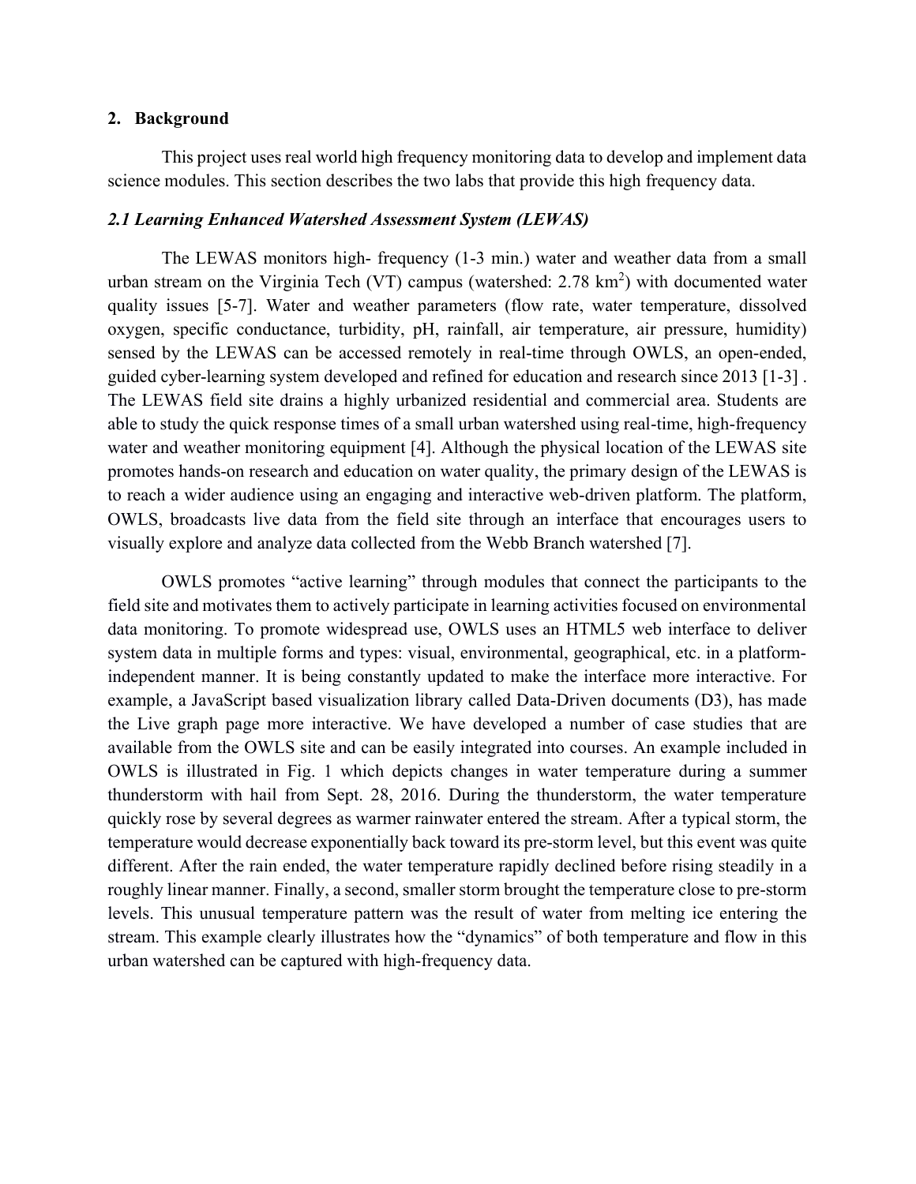## 2. Background

This project uses real world high frequency monitoring data to develop and implement data science modules. This section describes the two labs that provide this high frequency data.

### *2.1 Learning Enhanced Watershed Assessment System (LEWAS)*

The LEWAS monitors high- frequency (1-3 min.) water and weather data from a small urban stream on the Virginia Tech (VT) campus (watershed: 2.78 $km^2$) with documented water quality issues [5-7]. Water and weather parameters (flow rate, water temperature, dissolved oxygen, specific conductance, turbidity, pH, rainfall, air temperature, air pressure, humidity) sensed by the LEWAS can be accessed remotely in real-time through OWLS, an open-ended, guided cyber-learning system developed and refined for education and research since 2013 [1-3] . The LEWAS field site drains a highly urbanized residential and commercial area. Students are able to study the quick response times of a small urban watershed using real-time, high-frequency water and weather monitoring equipment [4]. Although the physical location of the LEWAS site promotes hands-on research and education on water quality, the primary design of the LEWAS is to reach a wider audience using an engaging and interactive web-driven platform. The platform, OWLS, broadcasts live data from the field site through an interface that encourages users to visually explore and analyze data collected from the Webb Branch watershed [7].

OWLS promotes "active learning" through modules that connect the participants to the field site and motivates them to actively participate in learning activities focused on environmental data monitoring. To promote widespread use, OWLS uses an HTML5 web interface to deliver system data in multiple forms and types: visual, environmental, geographical, etc. in a platform-independent manner. It is being constantly updated to make the interface more interactive. For example, a JavaScript based visualization library called Data-Driven documents (D3), has made the Live graph page more interactive. We have developed a number of case studies that are available from the OWLS site and can be easily integrated into courses. An example included in OWLS is illustrated in Fig. 1 which depicts changes in water temperature during a summer thunderstorm with hail from Sept. 28, 2016. During the thunderstorm, the water temperature quickly rose by several degrees as warmer rainwater entered the stream. After a typical storm, the temperature would decrease exponentially back toward its pre-storm level, but this event was quite different. After the rain ended, the water temperature rapidly declined before rising steadily in a roughly linear manner. Finally, a second, smaller storm brought the temperature close to pre-storm levels. This unusual temperature pattern was the result of water from melting ice entering the stream. This example clearly illustrates how the "dynamics" of both temperature and flow in this urban watershed can be captured with high-frequency data.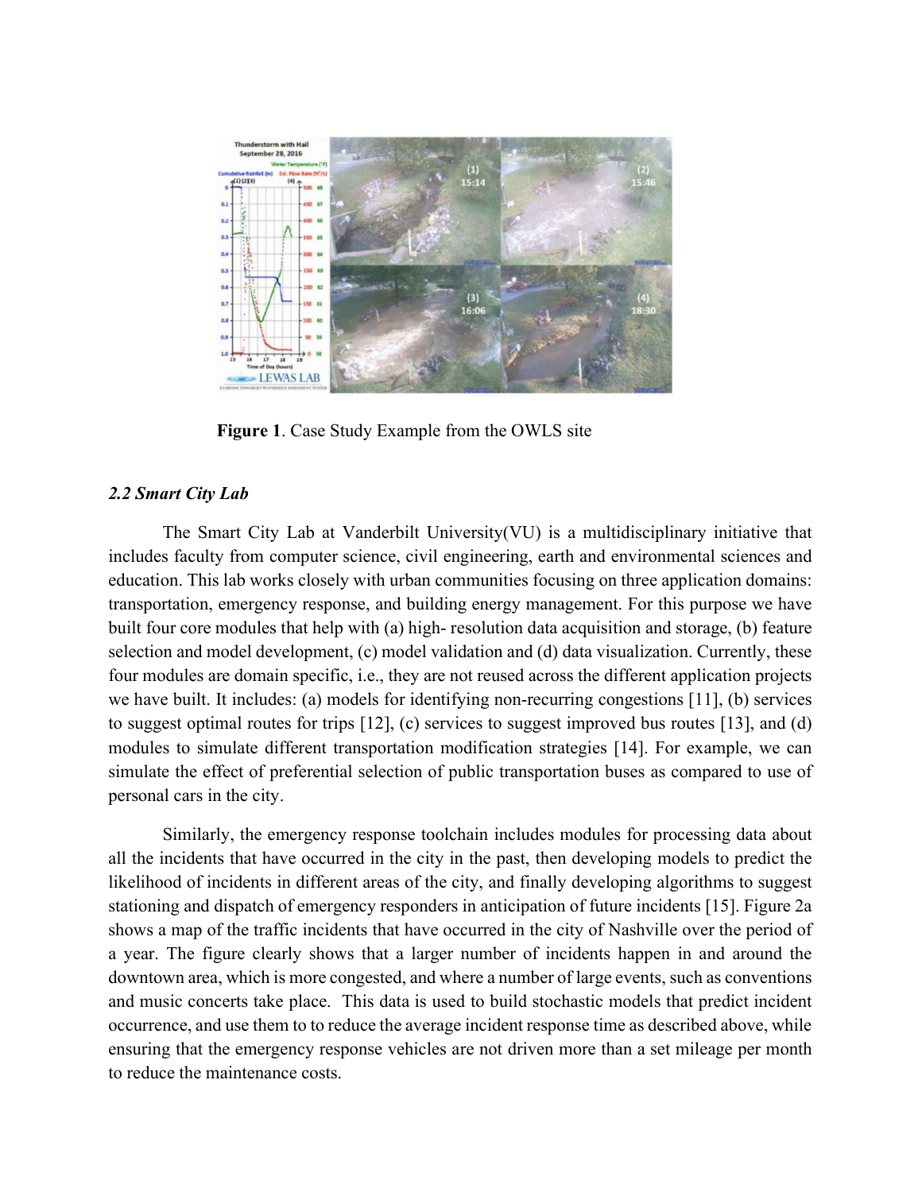**Figure 1**. Case Study Example from the OWLS site

### *2.2 Smart City Lab*

The Smart City Lab at Vanderbilt University(VU) is a multidisciplinary initiative that includes faculty from computer science, civil engineering, earth and environmental sciences and education. This lab works closely with urban communities focusing on three application domains: transportation, emergency response, and building energy management. For this purpose we have built four core modules that help with (a) high- resolution data acquisition and storage, (b) feature selection and model development, (c) model validation and (d) data visualization. Currently, these four modules are domain specific, i.e., they are not reused across the different application projects we have built. It includes: (a) models for identifying non-recurring congestions [11], (b) services to suggest optimal routes for trips [12], (c) services to suggest improved bus routes [13], and (d) modules to simulate different transportation modification strategies [14]. For example, we can simulate the effect of preferential selection of public transportation buses as compared to use of personal cars in the city.

Similarly, the emergency response toolchain includes modules for processing data about all the incidents that have occurred in the city in the past, then developing models to predict the likelihood of incidents in different areas of the city, and finally developing algorithms to suggest stationing and dispatch of emergency responders in anticipation of future incidents [15]. Figure 2a shows a map of the traffic incidents that have occurred in the city of Nashville over the period of a year. The figure clearly shows that a larger number of incidents happen in and around the downtown area, which is more congested, and where a number of large events, such as conventions and music concerts take place. This data is used to build stochastic models that predict incident occurrence, and use them to to reduce the average incident response time as described above, while ensuring that the emergency response vehicles are not driven more than a set mileage per month to reduce the maintenance costs.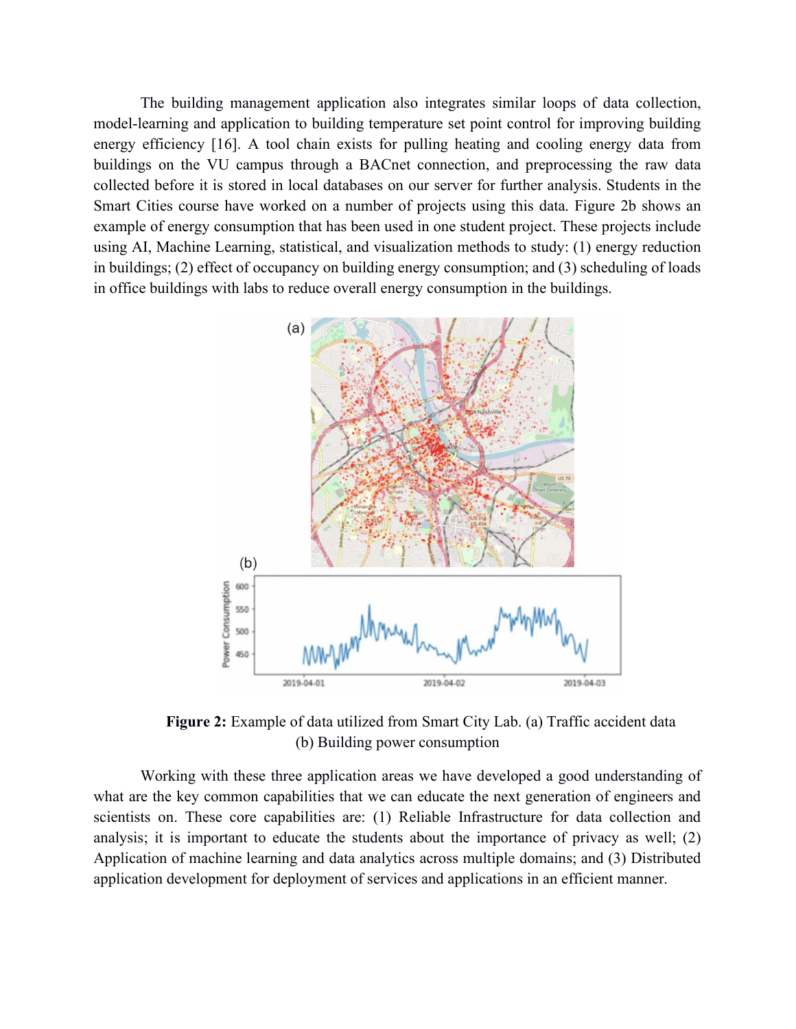The building management application also integrates similar loops of data collection, model-learning and application to building temperature set point control for improving building energy efficiency [16]. A tool chain exists for pulling heating and cooling energy data from buildings on the VU campus through a BACnet connection, and preprocessing the raw data collected before it is stored in local databases on our server for further analysis. Students in the Smart Cities course have worked on a number of projects using this data. Figure 2b shows an example of energy consumption that has been used in one student project. These projects include using AI, Machine Learning, statistical, and visualization methods to study: (1) energy reduction in buildings; (2) effect of occupancy on building energy consumption; and (3) scheduling of loads in office buildings with labs to reduce overall energy consumption in the buildings.

**Figure 2:** Example of data utilized from Smart City Lab. (a) Traffic accident data (b) Building power consumption

Working with these three application areas we have developed a good understanding of what are the key common capabilities that we can educate the next generation of engineers and scientists on. These core capabilities are: (1) Reliable Infrastructure for data collection and analysis; it is important to educate the students about the importance of privacy as well; (2) Application of machine learning and data analytics across multiple domains; and (3) Distributed application development for deployment of services and applications in an efficient manner.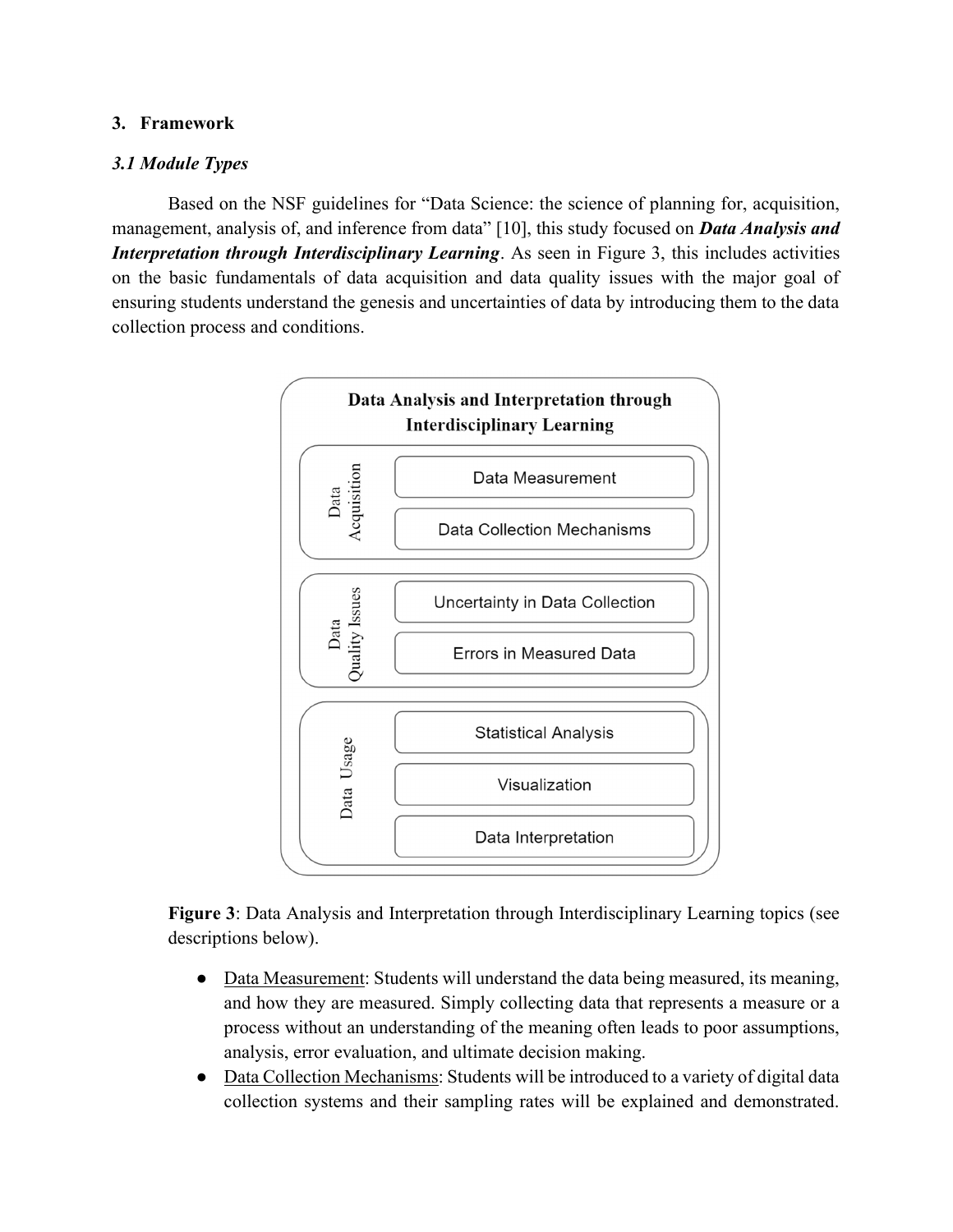### 3. Framework

#### *3.1 Module Types*

Based on the NSF guidelines for "Data Science: the science of planning for, acquisition, management, analysis of, and inference from data" [10], this study focused on ***Data Analysis and Interpretation through Interdisciplinary Learning***. As seen in Figure 3, this includes activities on the basic fundamentals of data acquisition and data quality issues with the major goal of ensuring students understand the genesis and uncertainties of data by introducing them to the data collection process and conditions.

**Data Analysis and Interpretation through Interdisciplinary Learning**

- Data Acquisition
  - Data Measurement
  - Data Collection Mechanisms
- Data Quality Issues
  - Uncertainty in Data Collection
  - Errors in Measured Data
- Data Usage
  - Statistical Analysis
  - Visualization
  - Data Interpretation

**Figure 3**: Data Analysis and Interpretation through Interdisciplinary Learning topics (see descriptions below).

- Data Measurement: Students will understand the data being measured, its meaning, and how they are measured. Simply collecting data that represents a measure or a process without an understanding of the meaning often leads to poor assumptions, analysis, error evaluation, and ultimate decision making.
- Data Collection Mechanisms: Students will be introduced to a variety of digital data collection systems and their sampling rates will be explained and demonstrated.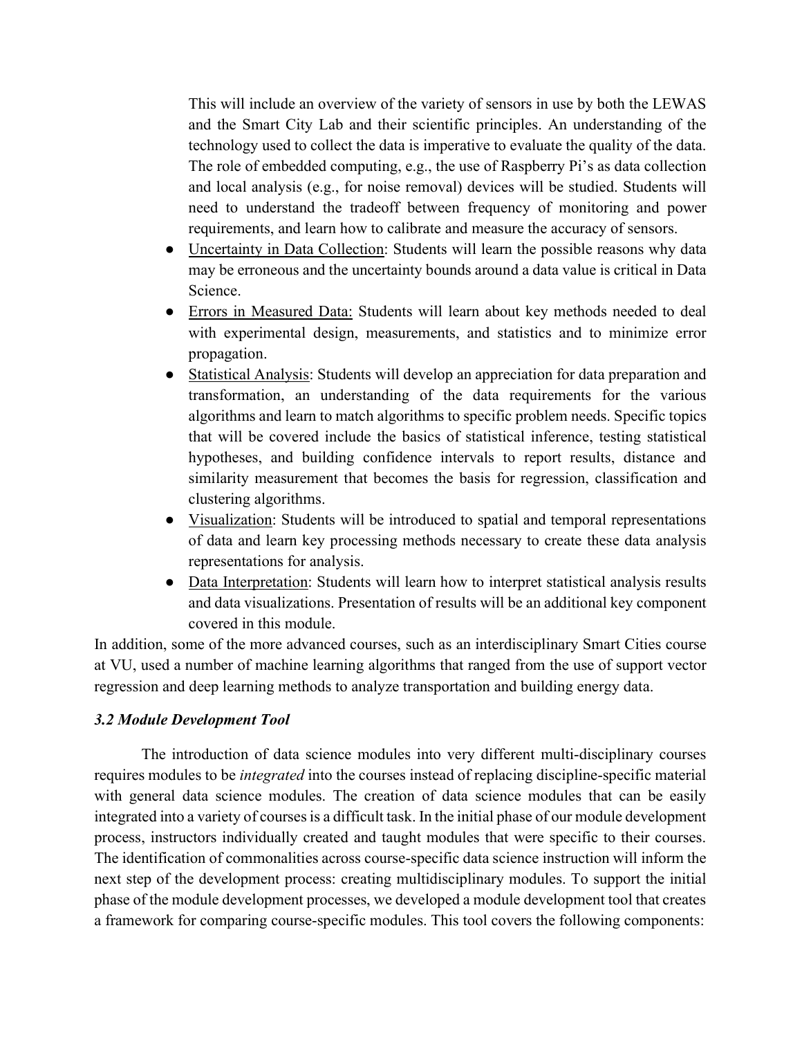This will include an overview of the variety of sensors in use by both the LEWAS and the Smart City Lab and their scientific principles. An understanding of the technology used to collect the data is imperative to evaluate the quality of the data. The role of embedded computing, e.g., the use of Raspberry Pi's as data collection and local analysis (e.g., for noise removal) devices will be studied. Students will need to understand the tradeoff between frequency of monitoring and power requirements, and learn how to calibrate and measure the accuracy of sensors.

- Uncertainty in Data Collection: Students will learn the possible reasons why data may be erroneous and the uncertainty bounds around a data value is critical in Data Science.
- Errors in Measured Data: Students will learn about key methods needed to deal with experimental design, measurements, and statistics and to minimize error propagation.
- Statistical Analysis: Students will develop an appreciation for data preparation and transformation, an understanding of the data requirements for the various algorithms and learn to match algorithms to specific problem needs. Specific topics that will be covered include the basics of statistical inference, testing statistical hypotheses, and building confidence intervals to report results, distance and similarity measurement that becomes the basis for regression, classification and clustering algorithms.
- Visualization: Students will be introduced to spatial and temporal representations of data and learn key processing methods necessary to create these data analysis representations for analysis.
- Data Interpretation: Students will learn how to interpret statistical analysis results and data visualizations. Presentation of results will be an additional key component covered in this module.

In addition, some of the more advanced courses, such as an interdisciplinary Smart Cities course at VU, used a number of machine learning algorithms that ranged from the use of support vector regression and deep learning methods to analyze transportation and building energy data.

### *3.2 Module Development Tool*

The introduction of data science modules into very different multi-disciplinary courses requires modules to be *integrated* into the courses instead of replacing discipline-specific material with general data science modules. The creation of data science modules that can be easily integrated into a variety of courses is a difficult task. In the initial phase of our module development process, instructors individually created and taught modules that were specific to their courses. The identification of commonalities across course-specific data science instruction will inform the next step of the development process: creating multidisciplinary modules. To support the initial phase of the module development processes, we developed a module development tool that creates a framework for comparing course-specific modules. This tool covers the following components: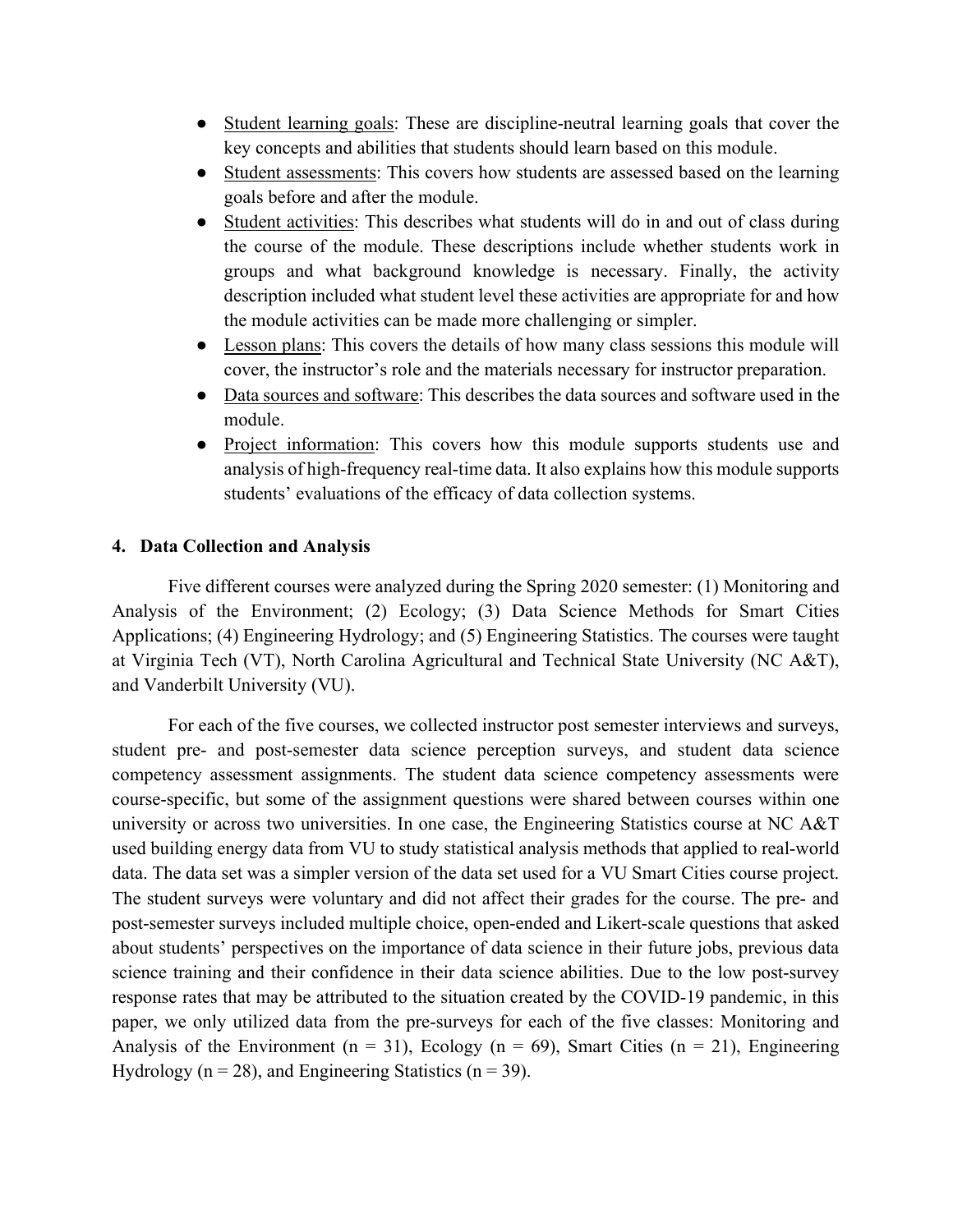- Student learning goals: These are discipline-neutral learning goals that cover the key concepts and abilities that students should learn based on this module.
- Student assessments: This covers how students are assessed based on the learning goals before and after the module.
- Student activities: This describes what students will do in and out of class during the course of the module. These descriptions include whether students work in groups and what background knowledge is necessary. Finally, the activity description included what student level these activities are appropriate for and how the module activities can be made more challenging or simpler.
- Lesson plans: This covers the details of how many class sessions this module will cover, the instructor's role and the materials necessary for instructor preparation.
- Data sources and software: This describes the data sources and software used in the module.
- Project information: This covers how this module supports students use and analysis of high-frequency real-time data. It also explains how this module supports students' evaluations of the efficacy of data collection systems.

## 4. Data Collection and Analysis

Five different courses were analyzed during the Spring 2020 semester: (1) Monitoring and Analysis of the Environment; (2) Ecology; (3) Data Science Methods for Smart Cities Applications; (4) Engineering Hydrology; and (5) Engineering Statistics. The courses were taught at Virginia Tech (VT), North Carolina Agricultural and Technical State University (NC A&T), and Vanderbilt University (VU).

For each of the five courses, we collected instructor post semester interviews and surveys, student pre- and post-semester data science perception surveys, and student data science competency assessment assignments. The student data science competency assessments were course-specific, but some of the assignment questions were shared between courses within one university or across two universities. In one case, the Engineering Statistics course at NC A&T used building energy data from VU to study statistical analysis methods that applied to real-world data. The data set was a simpler version of the data set used for a VU Smart Cities course project. The student surveys were voluntary and did not affect their grades for the course. The pre- and post-semester surveys included multiple choice, open-ended and Likert-scale questions that asked about students' perspectives on the importance of data science in their future jobs, previous data science training and their confidence in their data science abilities. Due to the low post-survey response rates that may be attributed to the situation created by the COVID-19 pandemic, in this paper, we only utilized data from the pre-surveys for each of the five classes: Monitoring and Analysis of the Environment ($n = 31$), Ecology ($n = 69$), Smart Cities ($n = 21$), Engineering Hydrology ($n = 28$), and Engineering Statistics ($n = 39$).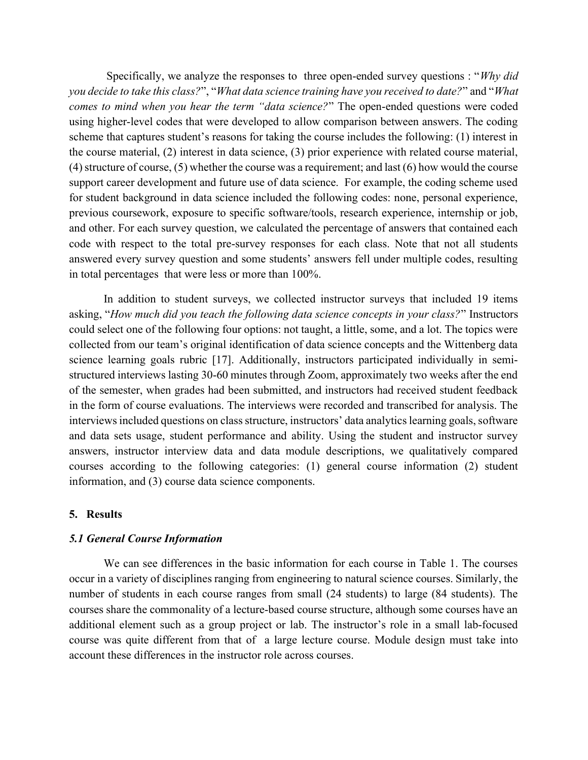Specifically, we analyze the responses to three open-ended survey questions : "*Why did you decide to take this class?*", "*What data science training have you received to date?*" and "*What comes to mind when you hear the term "data science?*" The open-ended questions were coded using higher-level codes that were developed to allow comparison between answers. The coding scheme that captures student's reasons for taking the course includes the following: (1) interest in the course material, (2) interest in data science, (3) prior experience with related course material, (4) structure of course, (5) whether the course was a requirement; and last (6) how would the course support career development and future use of data science. For example, the coding scheme used for student background in data science included the following codes: none, personal experience, previous coursework, exposure to specific software/tools, research experience, internship or job, and other. For each survey question, we calculated the percentage of answers that contained each code with respect to the total pre-survey responses for each class. Note that not all students answered every survey question and some students' answers fell under multiple codes, resulting in total percentages that were less or more than 100%.

In addition to student surveys, we collected instructor surveys that included 19 items asking, "*How much did you teach the following data science concepts in your class?*" Instructors could select one of the following four options: not taught, a little, some, and a lot. The topics were collected from our team's original identification of data science concepts and the Wittenberg data science learning goals rubric [17]. Additionally, instructors participated individually in semi-structured interviews lasting 30-60 minutes through Zoom, approximately two weeks after the end of the semester, when grades had been submitted, and instructors had received student feedback in the form of course evaluations. The interviews were recorded and transcribed for analysis. The interviews included questions on class structure, instructors' data analytics learning goals, software and data sets usage, student performance and ability. Using the student and instructor survey answers, instructor interview data and data module descriptions, we qualitatively compared courses according to the following categories: (1) general course information (2) student information, and (3) course data science components.

## 5. Results

### *5.1 General Course Information*

We can see differences in the basic information for each course in Table 1. The courses occur in a variety of disciplines ranging from engineering to natural science courses. Similarly, the number of students in each course ranges from small (24 students) to large (84 students). The courses share the commonality of a lecture-based course structure, although some courses have an additional element such as a group project or lab. The instructor's role in a small lab-focused course was quite different from that of a large lecture course. Module design must take into account these differences in the instructor role across courses.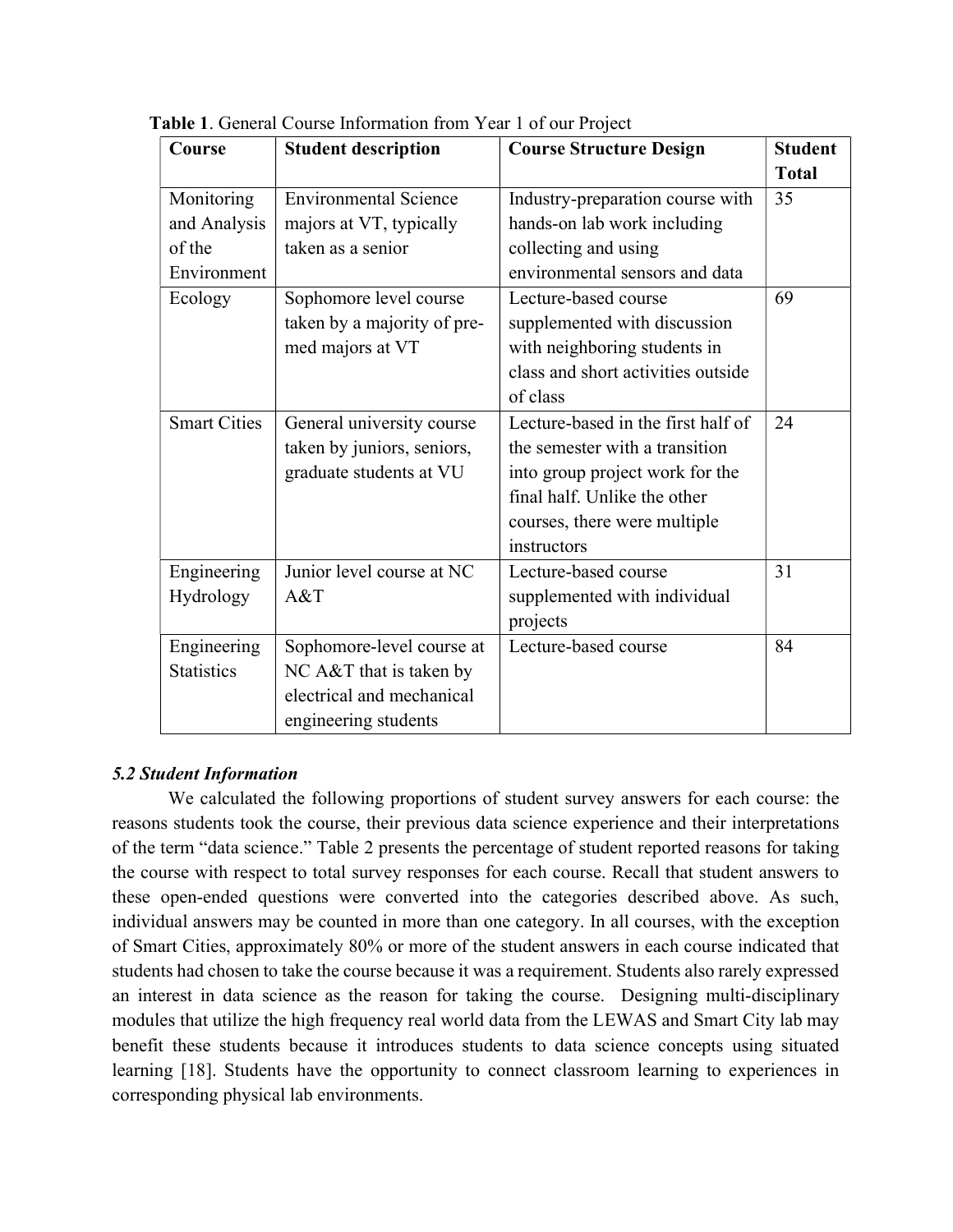**Table 1**. General Course Information from Year 1 of our Project

| Course | Student description | Course Structure Design | Student Total |
|---|---|---|---|
| Monitoring and Analysis of the Environment | Environmental Science majors at VT, typically taken as a senior | Industry-preparation course with hands-on lab work including collecting and using environmental sensors and data | 35 |
| Ecology | Sophomore level course taken by a majority of pre-med majors at VT | Lecture-based course supplemented with discussion with neighboring students in class and short activities outside of class | 69 |
| Smart Cities | General university course taken by juniors, seniors, graduate students at VU | Lecture-based in the first half of the semester with a transition into group project work for the final half. Unlike the other courses, there were multiple instructors | 24 |
| Engineering Hydrology | Junior level course at NC A&T | Lecture-based course supplemented with individual projects | 31 |
| Engineering Statistics | Sophomore-level course at NC A&T that is taken by electrical and mechanical engineering students | Lecture-based course | 84 |

### *5.2 Student Information*

We calculated the following proportions of student survey answers for each course: the reasons students took the course, their previous data science experience and their interpretations of the term "data science." Table 2 presents the percentage of student reported reasons for taking the course with respect to total survey responses for each course. Recall that student answers to these open-ended questions were converted into the categories described above. As such, individual answers may be counted in more than one category. In all courses, with the exception of Smart Cities, approximately 80% or more of the student answers in each course indicated that students had chosen to take the course because it was a requirement. Students also rarely expressed an interest in data science as the reason for taking the course. Designing multi-disciplinary modules that utilize the high frequency real world data from the LEWAS and Smart City lab may benefit these students because it introduces students to data science concepts using situated learning [18]. Students have the opportunity to connect classroom learning to experiences in corresponding physical lab environments.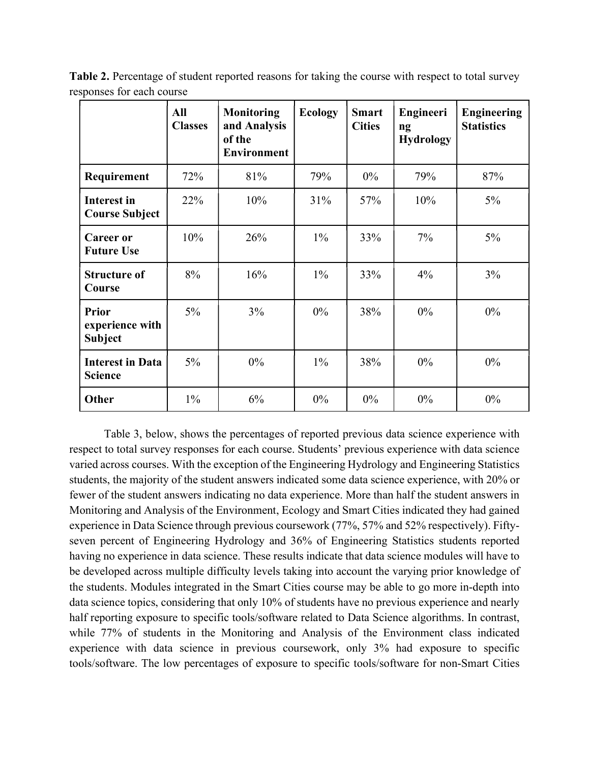**Table 2.** Percentage of student reported reasons for taking the course with respect to total survey responses for each course

| | All Classes | Monitoring and Analysis of the Environment | Ecology | Smart Cities | Engineering Hydrology | Engineering Statistics |
|---|---|---|---|---|---|---|
| **Requirement** | 72% | 81% | 79% | 0% | 79% | 87% |
| **Interest in Course Subject** | 22% | 10% | 31% | 57% | 10% | 5% |
| **Career or Future Use** | 10% | 26% | 1% | 33% | 7% | 5% |
| **Structure of Course** | 8% | 16% | 1% | 33% | 4% | 3% |
| **Prior experience with Subject** | 5% | 3% | 0% | 38% | 0% | 0% |
| **Interest in Data Science** | 5% | 0% | 1% | 38% | 0% | 0% |
| **Other** | 1% | 6% | 0% | 0% | 0% | 0% |

Table 3, below, shows the percentages of reported previous data science experience with respect to total survey responses for each course. Students' previous experience with data science varied across courses. With the exception of the Engineering Hydrology and Engineering Statistics students, the majority of the student answers indicated some data science experience, with 20% or fewer of the student answers indicating no data experience. More than half the student answers in Monitoring and Analysis of the Environment, Ecology and Smart Cities indicated they had gained experience in Data Science through previous coursework (77%, 57% and 52% respectively). Fifty-seven percent of Engineering Hydrology and 36% of Engineering Statistics students reported having no experience in data science. These results indicate that data science modules will have to be developed across multiple difficulty levels taking into account the varying prior knowledge of the students. Modules integrated in the Smart Cities course may be able to go more in-depth into data science topics, considering that only 10% of students have no previous experience and nearly half reporting exposure to specific tools/software related to Data Science algorithms. In contrast, while 77% of students in the Monitoring and Analysis of the Environment class indicated experience with data science in previous coursework, only 3% had exposure to specific tools/software. The low percentages of exposure to specific tools/software for non-Smart Cities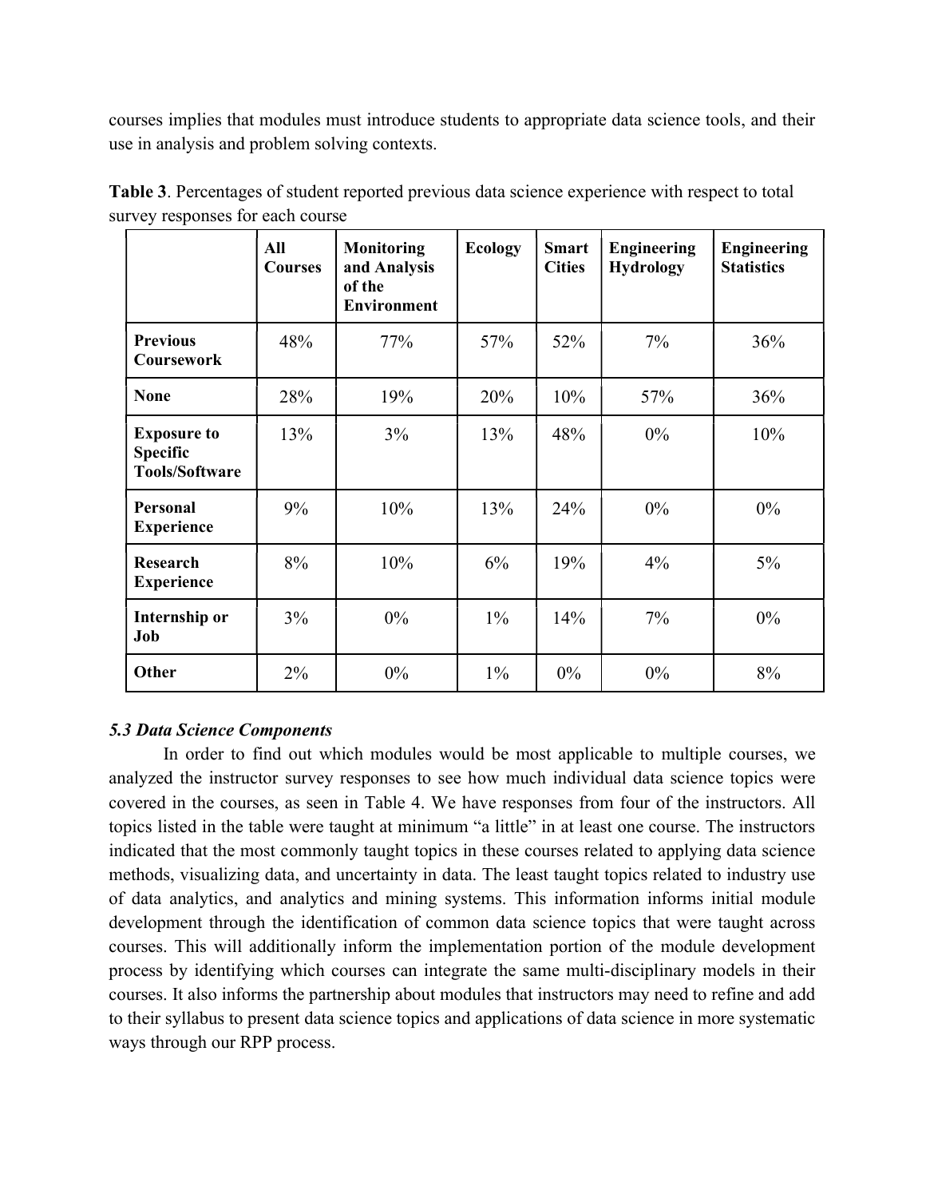courses implies that modules must introduce students to appropriate data science tools, and their use in analysis and problem solving contexts.

**Table 3**. Percentages of student reported previous data science experience with respect to total survey responses for each course

| | All Courses | Monitoring and Analysis of the Environment | Ecology | Smart Cities | Engineering Hydrology | Engineering Statistics |
|---|---|---|---|---|---|---|
| **Previous Coursework** | 48% | 77% | 57% | 52% | 7% | 36% |
| **None** | 28% | 19% | 20% | 10% | 57% | 36% |
| **Exposure to Specific Tools/Software** | 13% | 3% | 13% | 48% | 0% | 10% |
| **Personal Experience** | 9% | 10% | 13% | 24% | 0% | 0% |
| **Research Experience** | 8% | 10% | 6% | 19% | 4% | 5% |
| **Internship or Job** | 3% | 0% | 1% | 14% | 7% | 0% |
| **Other** | 2% | 0% | 1% | 0% | 0% | 8% |

### *5.3 Data Science Components*

In order to find out which modules would be most applicable to multiple courses, we analyzed the instructor survey responses to see how much individual data science topics were covered in the courses, as seen in Table 4. We have responses from four of the instructors. All topics listed in the table were taught at minimum "a little" in at least one course. The instructors indicated that the most commonly taught topics in these courses related to applying data science methods, visualizing data, and uncertainty in data. The least taught topics related to industry use of data analytics, and analytics and mining systems. This information informs initial module development through the identification of common data science topics that were taught across courses. This will additionally inform the implementation portion of the module development process by identifying which courses can integrate the same multi-disciplinary models in their courses. It also informs the partnership about modules that instructors may need to refine and add to their syllabus to present data science topics and applications of data science in more systematic ways through our RPP process.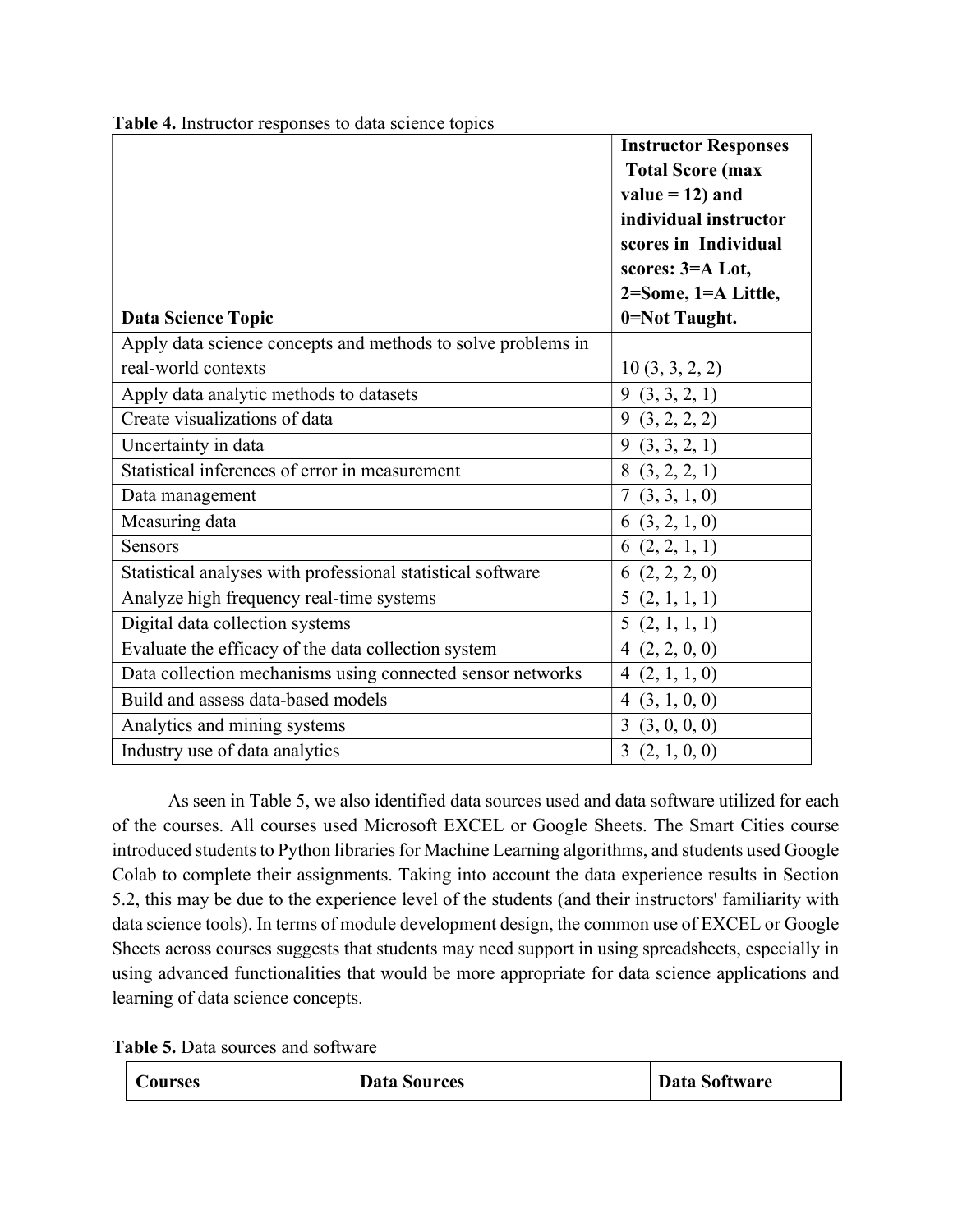**Table 4.** Instructor responses to data science topics

| Data Science Topic | Instructor Responses Total Score (max value = 12) and individual instructor scores in Individual scores: 3=A Lot, 2=Some, 1=A Little, 0=Not Taught. |
|---|---|
| Apply data science concepts and methods to solve problems in real-world contexts | 10 (3, 3, 2, 2) |
| Apply data analytic methods to datasets | 9 (3, 3, 2, 1) |
| Create visualizations of data | 9 (3, 2, 2, 2) |
| Uncertainty in data | 9 (3, 3, 2, 1) |
| Statistical inferences of error in measurement | 8 (3, 2, 2, 1) |
| Data management | 7 (3, 3, 1, 0) |
| Measuring data | 6 (3, 2, 1, 0) |
| Sensors | 6 (2, 2, 1, 1) |
| Statistical analyses with professional statistical software | 6 (2, 2, 2, 0) |
| Analyze high frequency real-time systems | 5 (2, 1, 1, 1) |
| Digital data collection systems | 5 (2, 1, 1, 1) |
| Evaluate the efficacy of the data collection system | 4 (2, 2, 0, 0) |
| Data collection mechanisms using connected sensor networks | 4 (2, 1, 1, 0) |
| Build and assess data-based models | 4 (3, 1, 0, 0) |
| Analytics and mining systems | 3 (3, 0, 0, 0) |
| Industry use of data analytics | 3 (2, 1, 0, 0) |

As seen in Table 5, we also identified data sources used and data software utilized for each of the courses. All courses used Microsoft EXCEL or Google Sheets. The Smart Cities course introduced students to Python libraries for Machine Learning algorithms, and students used Google Colab to complete their assignments. Taking into account the data experience results in Section 5.2, this may be due to the experience level of the students (and their instructors' familiarity with data science tools). In terms of module development design, the common use of EXCEL or Google Sheets across courses suggests that students may need support in using spreadsheets, especially in using advanced functionalities that would be more appropriate for data science applications and learning of data science concepts.

**Table 5.** Data sources and software

| Courses | Data Sources | Data Software |
|---|---|---|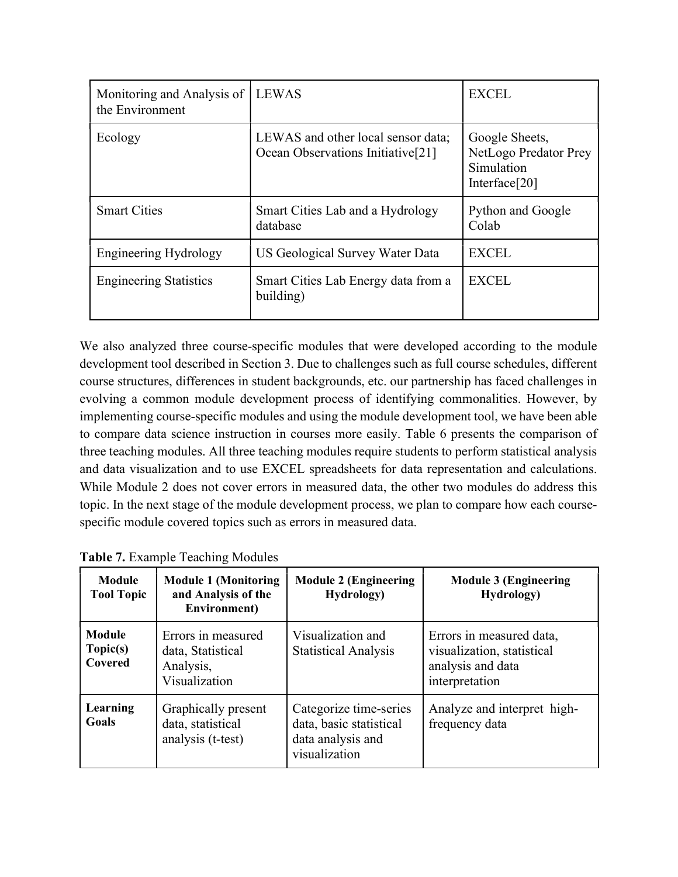| Monitoring and Analysis of the Environment | LEWAS | EXCEL |
|---|---|---|
| Ecology | LEWAS and other local sensor data; Ocean Observations Initiative[21] | Google Sheets, NetLogo Predator Prey Simulation Interface[20] |
| Smart Cities | Smart Cities Lab and a Hydrology database | Python and Google Colab |
| Engineering Hydrology | US Geological Survey Water Data | EXCEL |
| Engineering Statistics | Smart Cities Lab Energy data from a building) | EXCEL |

We also analyzed three course-specific modules that were developed according to the module development tool described in Section 3. Due to challenges such as full course schedules, different course structures, differences in student backgrounds, etc. our partnership has faced challenges in evolving a common module development process of identifying commonalities. However, by implementing course-specific modules and using the module development tool, we have been able to compare data science instruction in courses more easily. Table 6 presents the comparison of three teaching modules. All three teaching modules require students to perform statistical analysis and data visualization and to use EXCEL spreadsheets for data representation and calculations. While Module 2 does not cover errors in measured data, the other two modules do address this topic. In the next stage of the module development process, we plan to compare how each course-specific module covered topics such as errors in measured data.

**Table 7.** Example Teaching Modules

| Module Tool Topic | Module 1 (Monitoring and Analysis of the Environment) | Module 2 (Engineering Hydrology) | Module 3 (Engineering Hydrology) |
|---|---|---|---|
| **Module Topic(s) Covered** | Errors in measured data, Statistical Analysis, Visualization | Visualization and Statistical Analysis | Errors in measured data, visualization, statistical analysis and data interpretation |
| **Learning Goals** | Graphically present data, statistical analysis (t-test) | Categorize time-series data, basic statistical data analysis and visualization | Analyze and interpret high-frequency data |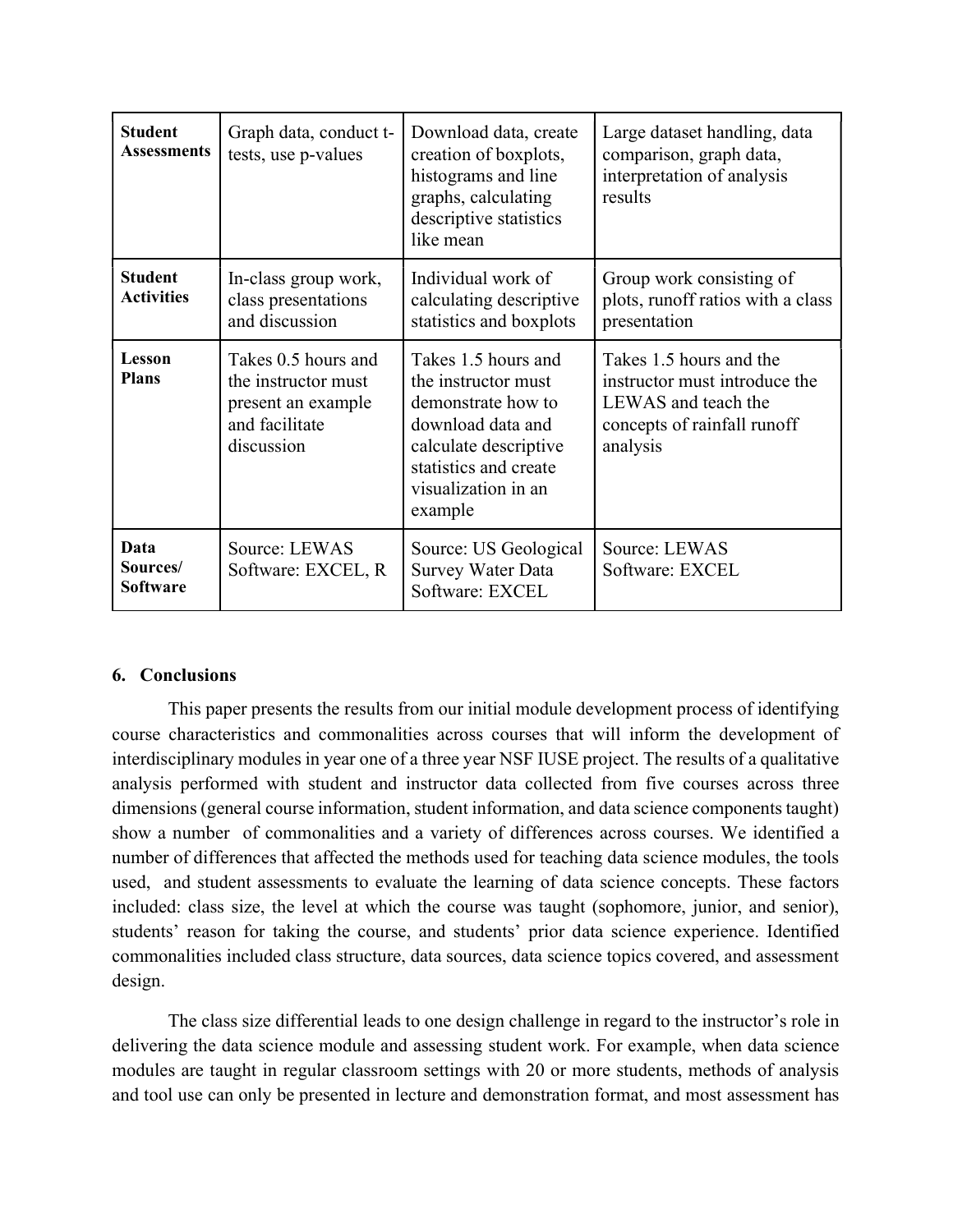| **Student Assessments** | Graph data, conduct t-tests, use p-values | Download data, create creation of boxplots, histograms and line graphs, calculating descriptive statistics like mean | Large dataset handling, data comparison, graph data, interpretation of analysis results |
|---|---|---|---|
| **Student Activities** | In-class group work, class presentations and discussion | Individual work of calculating descriptive statistics and boxplots | Group work consisting of plots, runoff ratios with a class presentation |
| **Lesson Plans** | Takes 0.5 hours and the instructor must present an example and facilitate discussion | Takes 1.5 hours and the instructor must demonstrate how to download data and calculate descriptive statistics and create visualization in an example | Takes 1.5 hours and the instructor must introduce the LEWAS and teach the concepts of rainfall runoff analysis |
| **Data Sources/ Software** | Source: LEWAS<br>Software: EXCEL, R | Source: US Geological Survey Water Data<br>Software: EXCEL | Source: LEWAS<br>Software: EXCEL |

## 6. Conclusions

This paper presents the results from our initial module development process of identifying course characteristics and commonalities across courses that will inform the development of interdisciplinary modules in year one of a three year NSF IUSE project. The results of a qualitative analysis performed with student and instructor data collected from five courses across three dimensions (general course information, student information, and data science components taught) show a number of commonalities and a variety of differences across courses. We identified a number of differences that affected the methods used for teaching data science modules, the tools used, and student assessments to evaluate the learning of data science concepts. These factors included: class size, the level at which the course was taught (sophomore, junior, and senior), students' reason for taking the course, and students' prior data science experience. Identified commonalities included class structure, data sources, data science topics covered, and assessment design.

The class size differential leads to one design challenge in regard to the instructor's role in delivering the data science module and assessing student work. For example, when data science modules are taught in regular classroom settings with 20 or more students, methods of analysis and tool use can only be presented in lecture and demonstration format, and most assessment has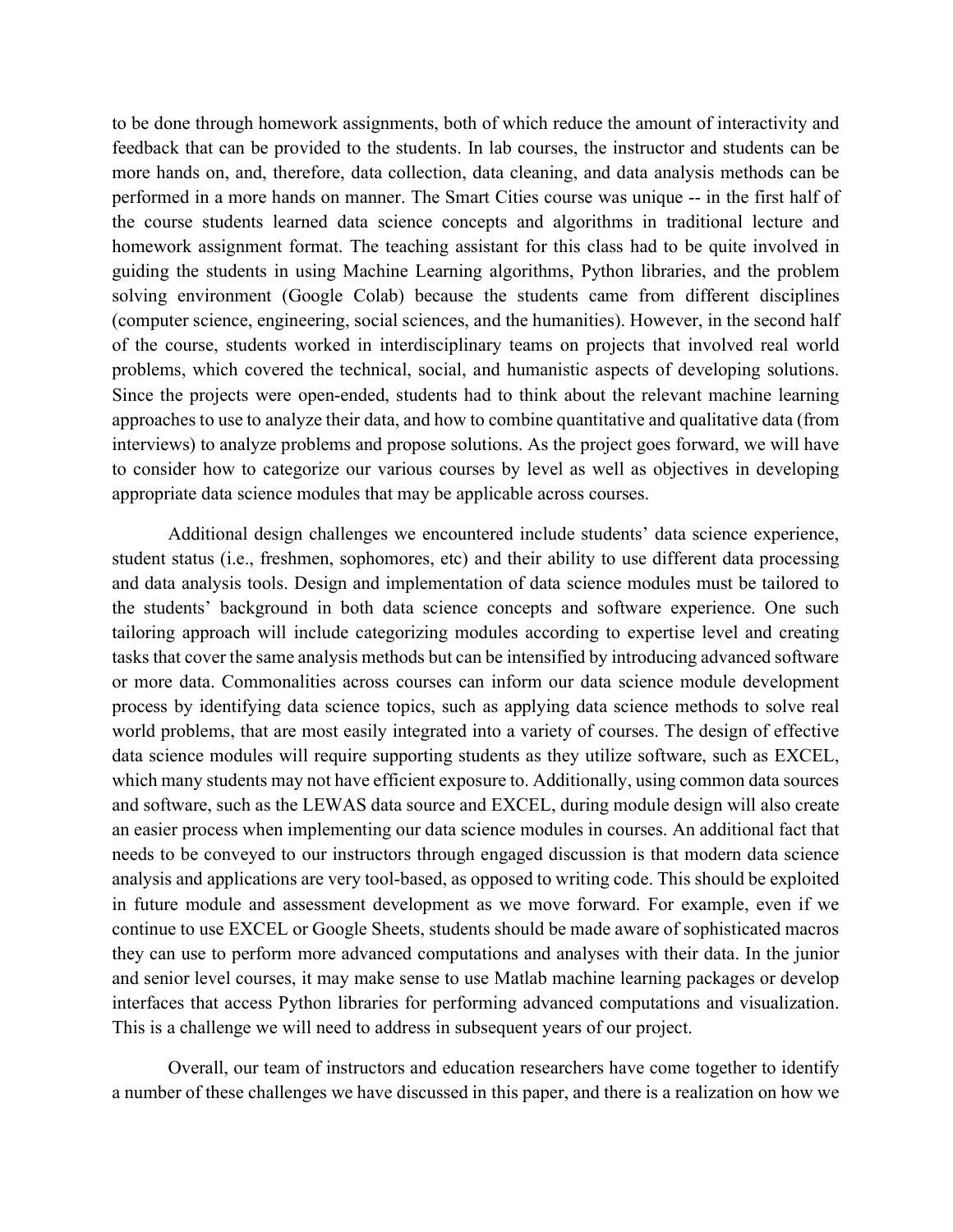to be done through homework assignments, both of which reduce the amount of interactivity and feedback that can be provided to the students. In lab courses, the instructor and students can be more hands on, and, therefore, data collection, data cleaning, and data analysis methods can be performed in a more hands on manner. The Smart Cities course was unique -- in the first half of the course students learned data science concepts and algorithms in traditional lecture and homework assignment format. The teaching assistant for this class had to be quite involved in guiding the students in using Machine Learning algorithms, Python libraries, and the problem solving environment (Google Colab) because the students came from different disciplines (computer science, engineering, social sciences, and the humanities). However, in the second half of the course, students worked in interdisciplinary teams on projects that involved real world problems, which covered the technical, social, and humanistic aspects of developing solutions. Since the projects were open-ended, students had to think about the relevant machine learning approaches to use to analyze their data, and how to combine quantitative and qualitative data (from interviews) to analyze problems and propose solutions. As the project goes forward, we will have to consider how to categorize our various courses by level as well as objectives in developing appropriate data science modules that may be applicable across courses.

Additional design challenges we encountered include students' data science experience, student status (i.e., freshmen, sophomores, etc) and their ability to use different data processing and data analysis tools. Design and implementation of data science modules must be tailored to the students' background in both data science concepts and software experience. One such tailoring approach will include categorizing modules according to expertise level and creating tasks that cover the same analysis methods but can be intensified by introducing advanced software or more data. Commonalities across courses can inform our data science module development process by identifying data science topics, such as applying data science methods to solve real world problems, that are most easily integrated into a variety of courses. The design of effective data science modules will require supporting students as they utilize software, such as EXCEL, which many students may not have efficient exposure to. Additionally, using common data sources and software, such as the LEWAS data source and EXCEL, during module design will also create an easier process when implementing our data science modules in courses. An additional fact that needs to be conveyed to our instructors through engaged discussion is that modern data science analysis and applications are very tool-based, as opposed to writing code. This should be exploited in future module and assessment development as we move forward. For example, even if we continue to use EXCEL or Google Sheets, students should be made aware of sophisticated macros they can use to perform more advanced computations and analyses with their data. In the junior and senior level courses, it may make sense to use Matlab machine learning packages or develop interfaces that access Python libraries for performing advanced computations and visualization. This is a challenge we will need to address in subsequent years of our project.

Overall, our team of instructors and education researchers have come together to identify a number of these challenges we have discussed in this paper, and there is a realization on how we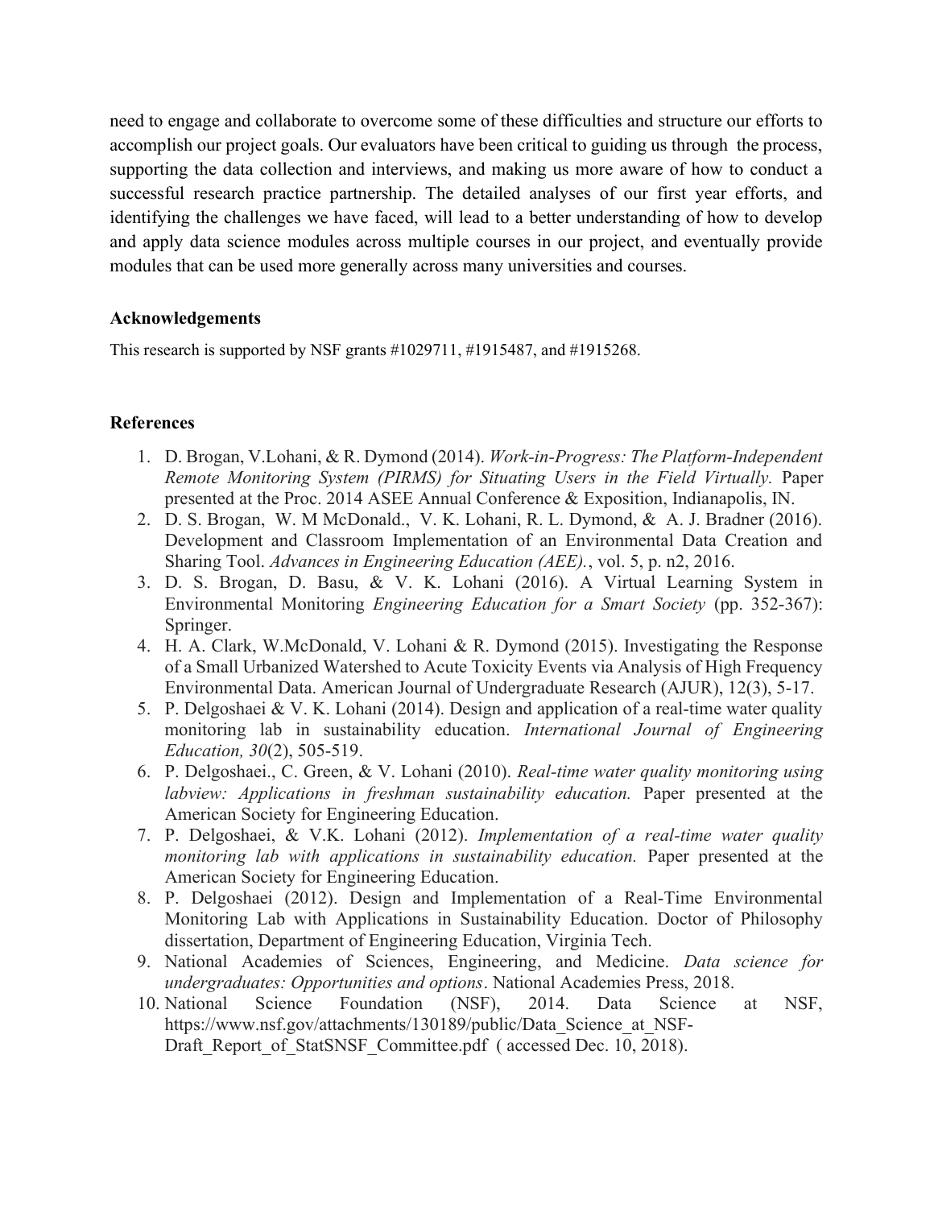need to engage and collaborate to overcome some of these difficulties and structure our efforts to accomplish our project goals. Our evaluators have been critical to guiding us through the process, supporting the data collection and interviews, and making us more aware of how to conduct a successful research practice partnership. The detailed analyses of our first year efforts, and identifying the challenges we have faced, will lead to a better understanding of how to develop and apply data science modules across multiple courses in our project, and eventually provide modules that can be used more generally across many universities and courses.

**Acknowledgements**

This research is supported by NSF grants #1029711, #1915487, and #1915268.

**References**

1. D. Brogan, V.Lohani, & R. Dymond (2014). *Work-in-Progress: The Platform-Independent Remote Monitoring System (PIRMS) for Situating Users in the Field Virtually.* Paper presented at the Proc. 2014 ASEE Annual Conference & Exposition, Indianapolis, IN.
2. D. S. Brogan, W. M McDonald., V. K. Lohani, R. L. Dymond, & A. J. Bradner (2016). Development and Classroom Implementation of an Environmental Data Creation and Sharing Tool. *Advances in Engineering Education (AEE).*, vol. 5, p. n2, 2016.
3. D. S. Brogan, D. Basu, & V. K. Lohani (2016). A Virtual Learning System in Environmental Monitoring *Engineering Education for a Smart Society* (pp. 352-367): Springer.
4. H. A. Clark, W.McDonald, V. Lohani & R. Dymond (2015). Investigating the Response of a Small Urbanized Watershed to Acute Toxicity Events via Analysis of High Frequency Environmental Data. American Journal of Undergraduate Research (AJUR), 12(3), 5-17.
5. P. Delgoshaei & V. K. Lohani (2014). Design and application of a real-time water quality monitoring lab in sustainability education. *International Journal of Engineering Education, 30*(2), 505-519.
6. P. Delgoshaei., C. Green, & V. Lohani (2010). *Real-time water quality monitoring using labview: Applications in freshman sustainability education.* Paper presented at the American Society for Engineering Education.
7. P. Delgoshaei, & V.K. Lohani (2012). *Implementation of a real-time water quality monitoring lab with applications in sustainability education.* Paper presented at the American Society for Engineering Education.
8. P. Delgoshaei (2012). Design and Implementation of a Real-Time Environmental Monitoring Lab with Applications in Sustainability Education. Doctor of Philosophy dissertation, Department of Engineering Education, Virginia Tech.
9. National Academies of Sciences, Engineering, and Medicine. *Data science for undergraduates: Opportunities and options*. National Academies Press, 2018.
10. National Science Foundation (NSF), 2014. Data Science at NSF, https://www.nsf.gov/attachments/130189/public/Data_Science_at_NSF-Draft_Report_of_StatSNSF_Committee.pdf ( accessed Dec. 10, 2018).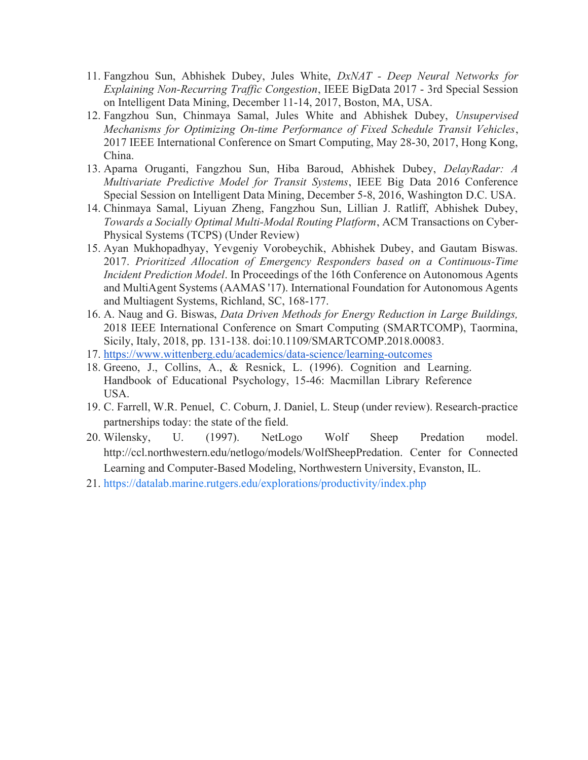11. Fangzhou Sun, Abhishek Dubey, Jules White, *DxNAT - Deep Neural Networks for Explaining Non-Recurring Traffic Congestion*, IEEE BigData 2017 - 3rd Special Session on Intelligent Data Mining, December 11-14, 2017, Boston, MA, USA.
12. Fangzhou Sun, Chinmaya Samal, Jules White and Abhishek Dubey, *Unsupervised Mechanisms for Optimizing On-time Performance of Fixed Schedule Transit Vehicles*, 2017 IEEE International Conference on Smart Computing, May 28-30, 2017, Hong Kong, China.
13. Aparna Oruganti, Fangzhou Sun, Hiba Baroud, Abhishek Dubey, *DelayRadar: A Multivariate Predictive Model for Transit Systems*, IEEE Big Data 2016 Conference Special Session on Intelligent Data Mining, December 5-8, 2016, Washington D.C. USA.
14. Chinmaya Samal, Liyuan Zheng, Fangzhou Sun, Lillian J. Ratliff, Abhishek Dubey, *Towards a Socially Optimal Multi-Modal Routing Platform*, ACM Transactions on Cyber-Physical Systems (TCPS) (Under Review)
15. Ayan Mukhopadhyay, Yevgeniy Vorobeychik, Abhishek Dubey, and Gautam Biswas. 2017. *Prioritized Allocation of Emergency Responders based on a Continuous-Time Incident Prediction Model*. In Proceedings of the 16th Conference on Autonomous Agents and MultiAgent Systems (AAMAS '17). International Foundation for Autonomous Agents and Multiagent Systems, Richland, SC, 168-177.
16. A. Naug and G. Biswas, *Data Driven Methods for Energy Reduction in Large Buildings,* 2018 IEEE International Conference on Smart Computing (SMARTCOMP), Taormina, Sicily, Italy, 2018, pp. 131-138. doi:10.1109/SMARTCOMP.2018.00083.
17. https://www.wittenberg.edu/academics/data-science/learning-outcomes
18. Greeno, J., Collins, A., & Resnick, L. (1996). Cognition and Learning. Handbook of Educational Psychology, 15-46: Macmillan Library Reference USA.
19. C. Farrell, W.R. Penuel, C. Coburn, J. Daniel, L. Steup (under review). Research-practice partnerships today: the state of the field.
20. Wilensky, U. (1997). NetLogo Wolf Sheep Predation model. http://ccl.northwestern.edu/netlogo/models/WolfSheepPredation. Center for Connected Learning and Computer-Based Modeling, Northwestern University, Evanston, IL.
21. https://datalab.marine.rutgers.edu/explorations/productivity/index.php